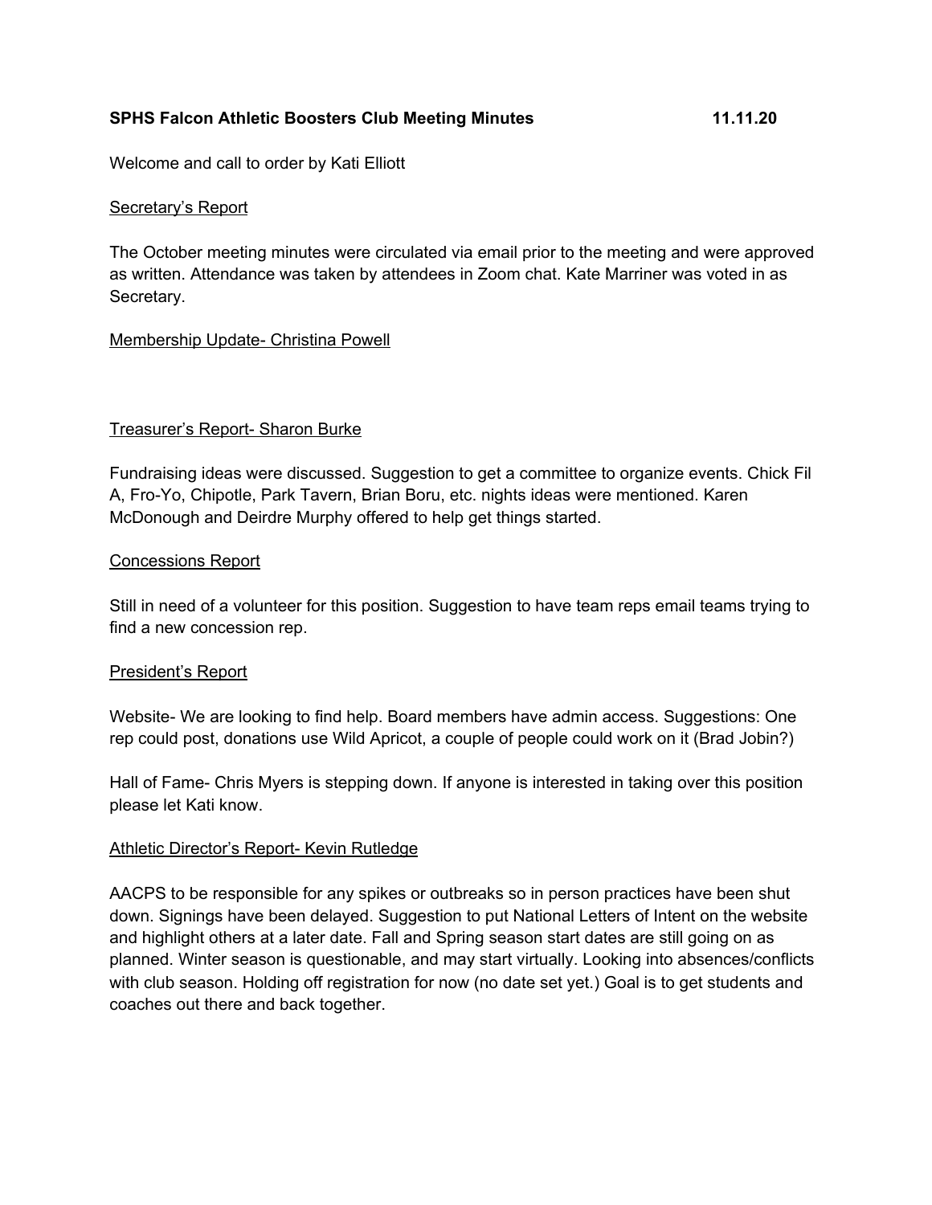**SPHS Falcon Athletic Boosters Club Meeting Minutes 11.11.20**

Welcome and call to order by Kati Elliott

Secretary's Report

The October meeting minutes were circulated via email prior to the meeting and were approved as written. Attendance was taken by attendees in Zoom chat. Kate Marriner was voted in as Secretary.

Membership Update- Christina Powell

Treasurer's Report- Sharon Burke

Fundraising ideas were discussed. Suggestion to get a committee to organize events. Chick Fil A, Fro-Yo, Chipotle, Park Tavern, Brian Boru, etc. nights ideas were mentioned. Karen McDonough and Deirdre Murphy offered to help get things started.

Concessions Report

Still in need of a volunteer for this position. Suggestion to have team reps email teams trying to find a new concession rep.

President's Report

Website- We are looking to find help. Board members have admin access. Suggestions: One rep could post, donations use Wild Apricot, a couple of people could work on it (Brad Jobin?)

Hall of Fame- Chris Myers is stepping down. If anyone is interested in taking over this position please let Kati know.

Athletic Director's Report- Kevin Rutledge

AACPS to be responsible for any spikes or outbreaks so in person practices have been shut down. Signings have been delayed. Suggestion to put National Letters of Intent on the website and highlight others at a later date. Fall and Spring season start dates are still going on as planned. Winter season is questionable, and may start virtually. Looking into absences/conflicts with club season. Holding off registration for now (no date set yet.) Goal is to get students and coaches out there and back together.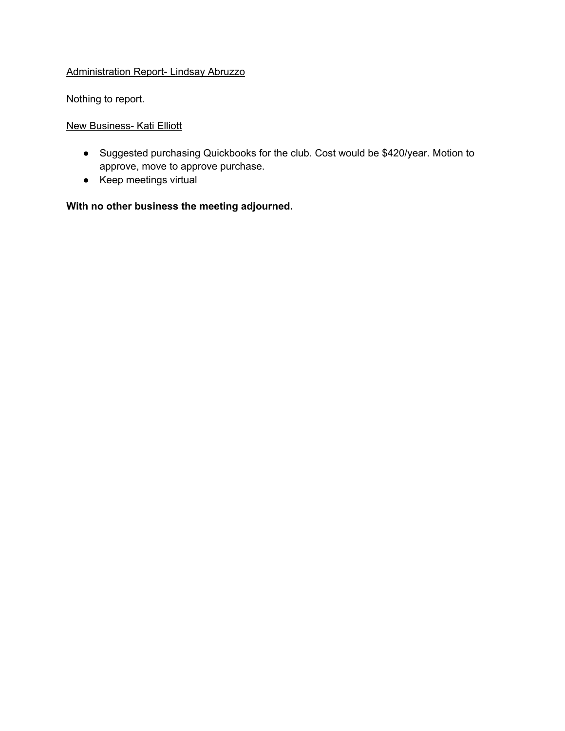<u>Administration Report- Lindsay Abruzzo</u>

Nothing to report.

<u>New Business- Kati Elliott</u>

- Suggested purchasing Quickbooks for the club. Cost would be $420/year. Motion to approve, move to approve purchase.
- Keep meetings virtual

**With no other business the meeting adjourned.**